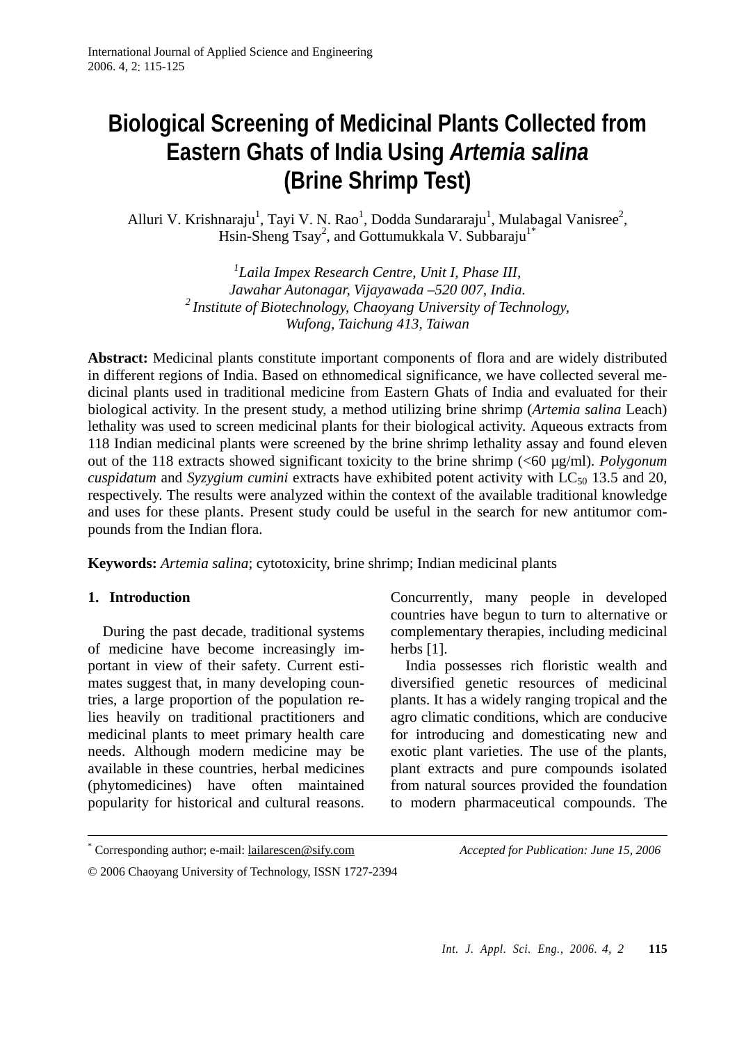# Biological Screening of Medicinal Plants Collected from Eastern Ghats of India Using *Artemia salina* (Brine Shrimp Test)

Alluri V. Krishnaraju[1], Tayi V. N. Rao[1], Dodda Sundararaju[1], Mulabagal Vanisree[2], Hsin-Sheng Tsay[2], and Gottumukkala V. Subbaraju[1*]

[1] *Laila Impex Research Centre, Unit I, Phase III, Jawahar Autonagar, Vijayawada –520 007, India.*
[2] *Institute of Biotechnology, Chaoyang University of Technology, Wufong, Taichung 413, Taiwan*

**Abstract:** Medicinal plants constitute important components of flora and are widely distributed in different regions of India. Based on ethnomedical significance, we have collected several medicinal plants used in traditional medicine from Eastern Ghats of India and evaluated for their biological activity. In the present study, a method utilizing brine shrimp (*Artemia salina* Leach) lethality was used to screen medicinal plants for their biological activity. Aqueous extracts from 118 Indian medicinal plants were screened by the brine shrimp lethality assay and found eleven out of the 118 extracts showed significant toxicity to the brine shrimp (<60 μg/ml). *Polygonum cuspidatum* and *Syzygium cumini* extracts have exhibited potent activity with $LC_{50}$ 13.5 and 20, respectively. The results were analyzed within the context of the available traditional knowledge and uses for these plants. Present study could be useful in the search for new antitumor compounds from the Indian flora.

**Keywords:** *Artemia salina*; cytotoxicity, brine shrimp; Indian medicinal plants

## 1. Introduction

During the past decade, traditional systems of medicine have become increasingly important in view of their safety. Current estimates suggest that, in many developing countries, a large proportion of the population relies heavily on traditional practitioners and medicinal plants to meet primary health care needs. Although modern medicine may be available in these countries, herbal medicines (phytomedicines) have often maintained popularity for historical and cultural reasons. Concurrently, many people in developed countries have begun to turn to alternative or complementary therapies, including medicinal herbs [1].

India possesses rich floristic wealth and diversified genetic resources of medicinal plants. It has a widely ranging tropical and the agro climatic conditions, which are conducive for introducing and domesticating new and exotic plant varieties. The use of the plants, plant extracts and pure compounds isolated from natural sources provided the foundation to modern pharmaceutical compounds. The

---

\* Corresponding author; e-mail: lailarescen@sify.com

*Accepted for Publication: June 15, 2006*

© 2006 Chaoyang University of Technology, ISSN 1727-2394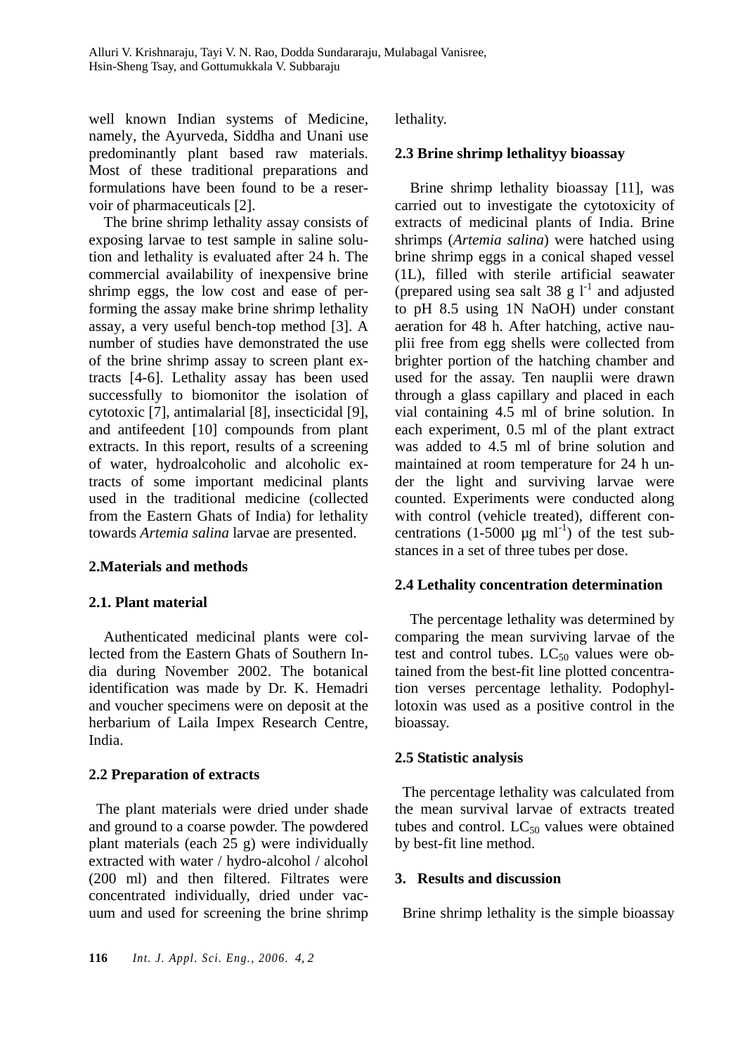well known Indian systems of Medicine, namely, the Ayurveda, Siddha and Unani use predominantly plant based raw materials. Most of these traditional preparations and formulations have been found to be a reservoir of pharmaceuticals [2].

The brine shrimp lethality assay consists of exposing larvae to test sample in saline solution and lethality is evaluated after 24 h. The commercial availability of inexpensive brine shrimp eggs, the low cost and ease of performing the assay make brine shrimp lethality assay, a very useful bench-top method [3]. A number of studies have demonstrated the use of the brine shrimp assay to screen plant extracts [4-6]. Lethality assay has been used successfully to biomonitor the isolation of cytotoxic [7], antimalarial [8], insecticidal [9], and antifeedent [10] compounds from plant extracts. In this report, results of a screening of water, hydroalcoholic and alcoholic extracts of some important medicinal plants used in the traditional medicine (collected from the Eastern Ghats of India) for lethality towards *Artemia salina* larvae are presented.

## 2.Materials and methods

### 2.1. Plant material

Authenticated medicinal plants were collected from the Eastern Ghats of Southern India during November 2002. The botanical identification was made by Dr. K. Hemadri and voucher specimens were on deposit at the herbarium of Laila Impex Research Centre, India.

### 2.2 Preparation of extracts

The plant materials were dried under shade and ground to a coarse powder. The powdered plant materials (each 25 g) were individually extracted with water / hydro-alcohol / alcohol (200 ml) and then filtered. Filtrates were concentrated individually, dried under vacuum and used for screening the brine shrimp lethality.

### 2.3 Brine shrimp lethalityy bioassay

Brine shrimp lethality bioassay [11], was carried out to investigate the cytotoxicity of extracts of medicinal plants of India. Brine shrimps (*Artemia salina*) were hatched using brine shrimp eggs in a conical shaped vessel (1L), filled with sterile artificial seawater (prepared using sea salt 38 g $l^{-1}$ and adjusted to pH 8.5 using 1N NaOH) under constant aeration for 48 h. After hatching, active nauplii free from egg shells were collected from brighter portion of the hatching chamber and used for the assay. Ten nauplii were drawn through a glass capillary and placed in each vial containing 4.5 ml of brine solution. In each experiment, 0.5 ml of the plant extract was added to 4.5 ml of brine solution and maintained at room temperature for 24 h under the light and surviving larvae were counted. Experiments were conducted along with control (vehicle treated), different concentrations (1-5000 µg $ml^{-1}$) of the test substances in a set of three tubes per dose.

### 2.4 Lethality concentration determination

The percentage lethality was determined by comparing the mean surviving larvae of the test and control tubes. $LC_{50}$ values were obtained from the best-fit line plotted concentration verses percentage lethality. Podophyllotoxin was used as a positive control in the bioassay.

### 2.5 Statistic analysis

The percentage lethality was calculated from the mean survival larvae of extracts treated tubes and control. $LC_{50}$ values were obtained by best-fit line method.

## 3. Results and discussion

Brine shrimp lethality is the simple bioassay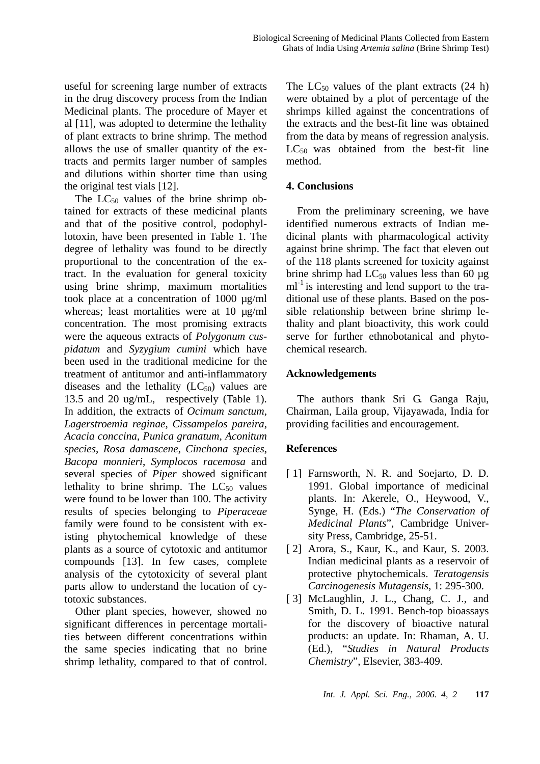useful for screening large number of extracts in the drug discovery process from the Indian Medicinal plants. The procedure of Mayer et al [11], was adopted to determine the lethality of plant extracts to brine shrimp. The method allows the use of smaller quantity of the extracts and permits larger number of samples and dilutions within shorter time than using the original test vials [12].

The $LC_{50}$ values of the brine shrimp obtained for extracts of these medicinal plants and that of the positive control, podophyllotoxin, have been presented in Table 1. The degree of lethality was found to be directly proportional to the concentration of the extract. In the evaluation for general toxicity using brine shrimp, maximum mortalities took place at a concentration of 1000 µg/ml whereas; least mortalities were at 10 µg/ml concentration. The most promising extracts were the aqueous extracts of *Polygonum cuspidatum* and *Syzygium cumini* which have been used in the traditional medicine for the treatment of antitumor and anti-inflammatory diseases and the lethality ($LC_{50}$) values are 13.5 and 20 ug/mL, respectively (Table 1). In addition, the extracts of *Ocimum sanctum*, *Lagerstroemia reginae*, *Cissampelos pareira*, *Acacia conccina*, *Punica granatum*, *Aconitum species*, *Rosa damascene*, *Cinchona species*, *Bacopa monnieri*, *Symplocos racemosa* and several species of *Piper* showed significant lethality to brine shrimp. The $LC_{50}$ values were found to be lower than 100. The activity results of species belonging to *Piperaceae* family were found to be consistent with existing phytochemical knowledge of these plants as a source of cytotoxic and antitumor compounds [13]. In few cases, complete analysis of the cytotoxicity of several plant parts allow to understand the location of cytotoxic substances.

Other plant species, however, showed no significant differences in percentage mortalities between different concentrations within the same species indicating that no brine shrimp lethality, compared to that of control. The $LC_{50}$ values of the plant extracts (24 h) were obtained by a plot of percentage of the shrimps killed against the concentrations of the extracts and the best-fit line was obtained from the data by means of regression analysis. $LC_{50}$ was obtained from the best-fit line method.

## 4. Conclusions

From the preliminary screening, we have identified numerous extracts of Indian medicinal plants with pharmacological activity against brine shrimp. The fact that eleven out of the 118 plants screened for toxicity against brine shrimp had $LC_{50}$ values less than 60 µg $ml^{-1}$ is interesting and lend support to the traditional use of these plants. Based on the possible relationship between brine shrimp lethality and plant bioactivity, this work could serve for further ethnobotanical and phytochemical research.

## Acknowledgements

The authors thank Sri G. Ganga Raju, Chairman, Laila group, Vijayawada, India for providing facilities and encouragement.

## References

- [ 1] Farnsworth, N. R. and Soejarto, D. D. 1991. Global importance of medicinal plants. In: Akerele, O., Heywood, V., Synge, H. (Eds.) "*The Conservation of Medicinal Plants*", Cambridge University Press, Cambridge, 25-51.
- [ 2] Arora, S., Kaur, K., and Kaur, S. 2003. Indian medicinal plants as a reservoir of protective phytochemicals. *Teratogensis Carcinogenesis Mutagensis*, 1: 295-300.
- [ 3] McLaughlin, J. L., Chang, C. J., and Smith, D. L. 1991. Bench-top bioassays for the discovery of bioactive natural products: an update. In: Rhaman, A. U. (Ed.), "*Studies in Natural Products Chemistry*", Elsevier, 383-409.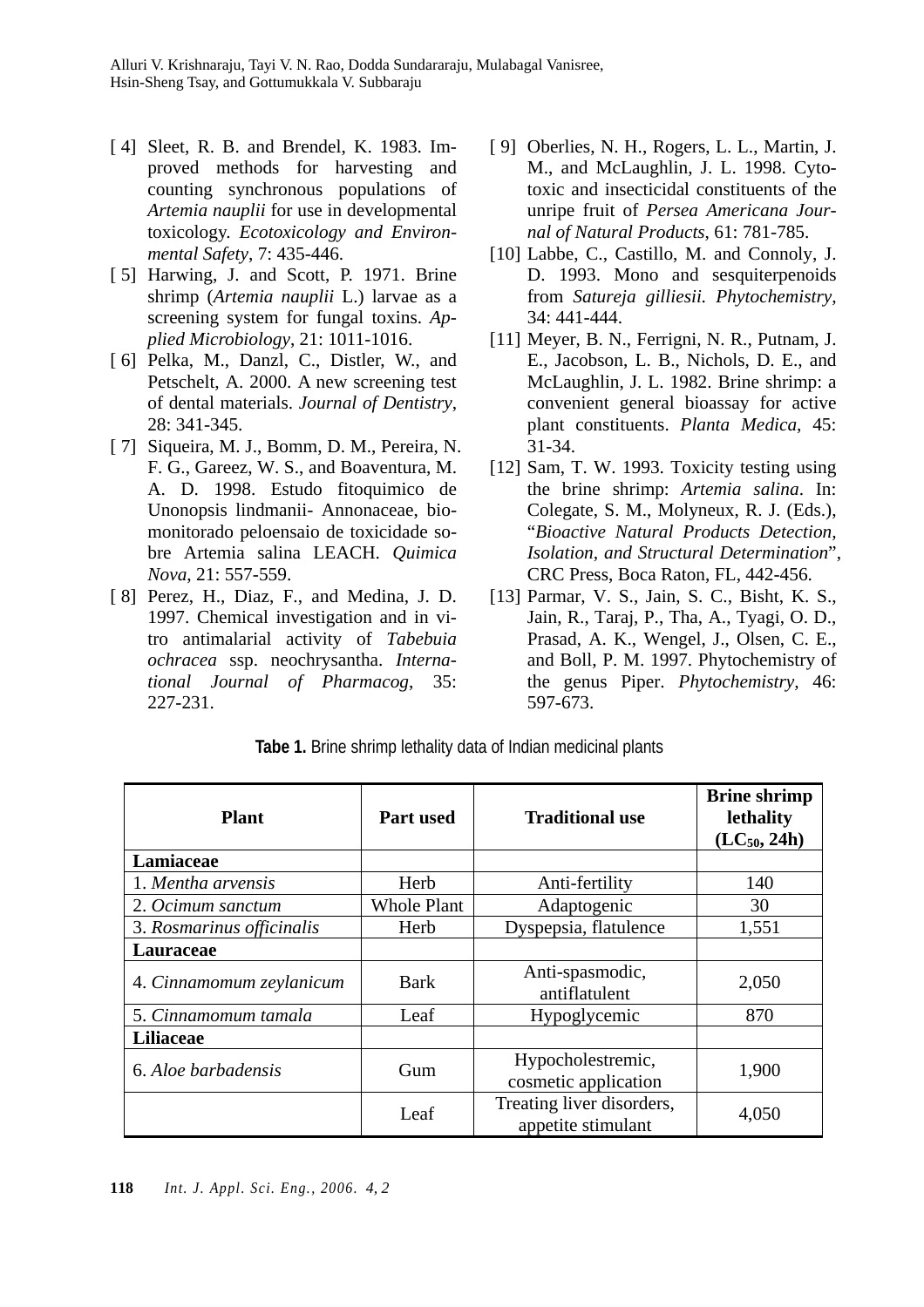[ 4] Sleet, R. B. and Brendel, K. 1983. Improved methods for harvesting and counting synchronous populations of *Artemia nauplii* for use in developmental toxicology. *Ecotoxicology and Environmental Safety*, 7: 435-446.

[ 5] Harwing, J. and Scott, P. 1971. Brine shrimp (*Artemia nauplii* L.) larvae as a screening system for fungal toxins. *Applied Microbiology*, 21: 1011-1016.

[ 6] Pelka, M., Danzl, C., Distler, W., and Petschelt, A. 2000. A new screening test of dental materials. *Journal of Dentistry*, 28: 341-345.

[ 7] Siqueira, M. J., Bomm, D. M., Pereira, N. F. G., Gareez, W. S., and Boaventura, M. A. D. 1998. Estudo fitoquimico de Unonopsis lindmanii- Annonaceae, biomonitorado peloensaio de toxicidade sobre Artemia salina LEACH. *Quimica Nova*, 21: 557-559.

[ 8] Perez, H., Diaz, F., and Medina, J. D. 1997. Chemical investigation and in vitro antimalarial activity of *Tabebuia ochracea* ssp. neochrysantha. *International Journal of Pharmacog*, 35: 227-231.

[ 9] Oberlies, N. H., Rogers, L. L., Martin, J. M., and McLaughlin, J. L. 1998. Cytotoxic and insecticidal constituents of the unripe fruit of *Persea Americana Journal of Natural Products*, 61: 781-785.

[10] Labbe, C., Castillo, M. and Connoly, J. D. 1993. Mono and sesquiterpenoids from *Satureja gilliesii. Phytochemistry*, 34: 441-444.

[11] Meyer, B. N., Ferrigni, N. R., Putnam, J. E., Jacobson, L. B., Nichols, D. E., and McLaughlin, J. L. 1982. Brine shrimp: a convenient general bioassay for active plant constituents. *Planta Medica*, 45: 31-34.

[12] Sam, T. W. 1993. Toxicity testing using the brine shrimp: *Artemia salina*. In: Colegate, S. M., Molyneux, R. J. (Eds.), "*Bioactive Natural Products Detection, Isolation, and Structural Determination*", CRC Press, Boca Raton, FL, 442-456.

[13] Parmar, V. S., Jain, S. C., Bisht, K. S., Jain, R., Taraj, P., Tha, A., Tyagi, O. D., Prasad, A. K., Wengel, J., Olsen, C. E., and Boll, P. M. 1997. Phytochemistry of the genus Piper. *Phytochemistry*, 46: 597-673.

**Tabe 1.** Brine shrimp lethality data of Indian medicinal plants

| Plant | Part used | Traditional use | Brine shrimp lethality ($LC_{50}$, 24h) |
|---|---|---|---|
| **Lamiaceae** | | | |
| 1. *Mentha arvensis* | Herb | Anti-fertility | 140 |
| 2. *Ocimum sanctum* | Whole Plant | Adaptogenic | 30 |
| 3. *Rosmarinus officinalis* | Herb | Dyspepsia, flatulence | 1,551 |
| **Lauraceae** | | | |
| 4. *Cinnamomum zeylanicum* | Bark | Anti-spasmodic, antiflatulent | 2,050 |
| 5. *Cinnamomum tamala* | Leaf | Hypoglycemic | 870 |
| **Liliaceae** | | | |
| 6. *Aloe barbadensis* | Gum | Hypocholestremic, cosmetic application | 1,900 |
| | Leaf | Treating liver disorders, appetite stimulant | 4,050 |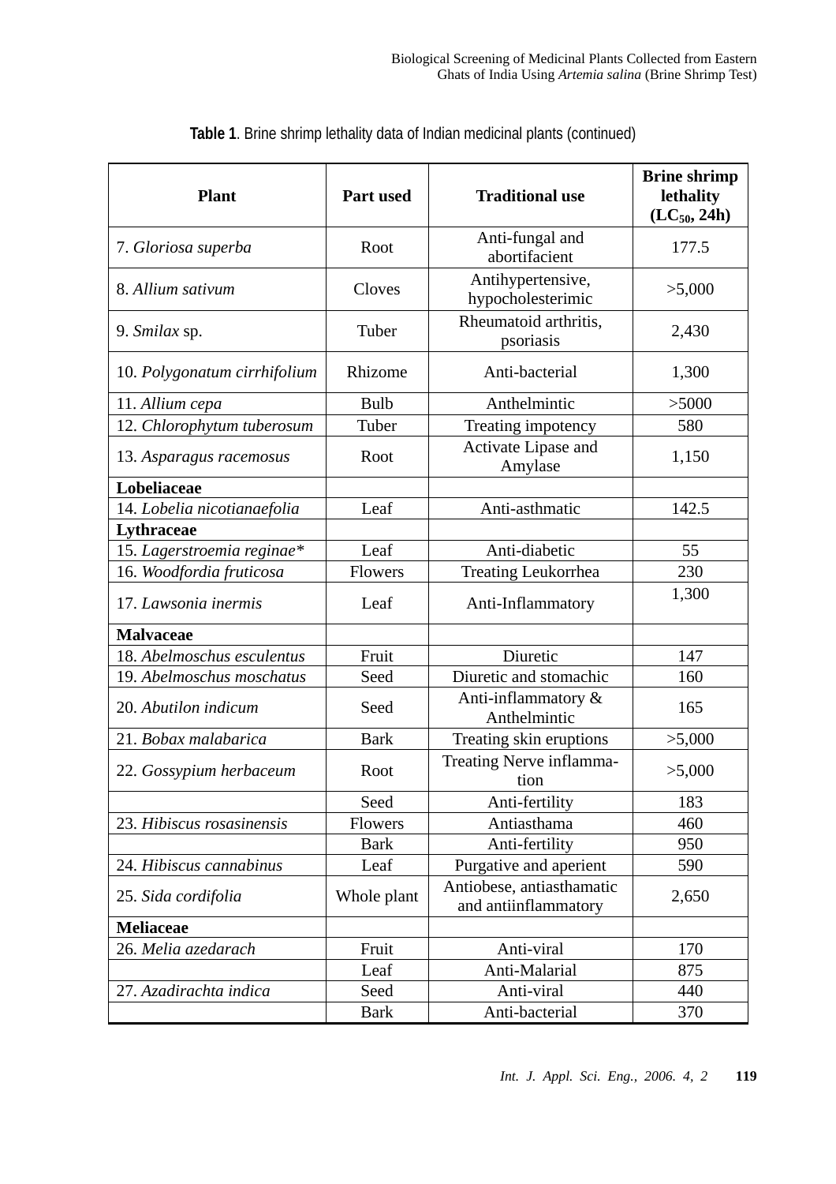**Table 1**. Brine shrimp lethality data of Indian medicinal plants (continued)

| Plant | Part used | Traditional use | Brine shrimp lethality ($LC_{50}$, 24h) |
|---|---|---|---|
| 7. *Gloriosa superba* | Root | Anti-fungal and abortifacient | 177.5 |
| 8. *Allium sativum* | Cloves | Antihypertensive, hypocholesterimic | >5,000 |
| 9. *Smilax* sp. | Tuber | Rheumatoid arthritis, psoriasis | 2,430 |
| 10. *Polygonatum cirrhifolium* | Rhizome | Anti-bacterial | 1,300 |
| 11. *Allium cepa* | Bulb | Anthelmintic | >5000 |
| 12. *Chlorophytum tuberosum* | Tuber | Treating impotency | 580 |
| 13. *Asparagus racemosus* | Root | Activate Lipase and Amylase | 1,150 |
| **Lobeliaceae** | | | |
| 14. *Lobelia nicotianaefolia* | Leaf | Anti-asthmatic | 142.5 |
| **Lythraceae** | | | |
| 15. *Lagerstroemia reginae** | Leaf | Anti-diabetic | 55 |
| 16. *Woodfordia fruticosa* | Flowers | Treating Leukorrhea | 230 |
| 17. *Lawsonia inermis* | Leaf | Anti-Inflammatory | 1,300 |
| **Malvaceae** | | | |
| 18. *Abelmoschus esculentus* | Fruit | Diuretic | 147 |
| 19. *Abelmoschus moschatus* | Seed | Diuretic and stomachic | 160 |
| 20. *Abutilon indicum* | Seed | Anti-inflammatory & Anthelmintic | 165 |
| 21. *Bobax malabarica* | Bark | Treating skin eruptions | >5,000 |
| 22. *Gossypium herbaceum* | Root | Treating Nerve inflamma-tion | >5,000 |
| | Seed | Anti-fertility | 183 |
| 23. *Hibiscus rosasinensis* | Flowers | Antiasthama | 460 |
| | Bark | Anti-fertility | 950 |
| 24. *Hibiscus cannabinus* | Leaf | Purgative and aperient | 590 |
| 25. *Sida cordifolia* | Whole plant | Antiobese, antiasthamatic and antiinflammatory | 2,650 |
| **Meliaceae** | | | |
| 26. *Melia azedarach* | Fruit | Anti-viral | 170 |
| | Leaf | Anti-Malarial | 875 |
| 27. *Azadirachta indica* | Seed | Anti-viral | 440 |
| | Bark | Anti-bacterial | 370 |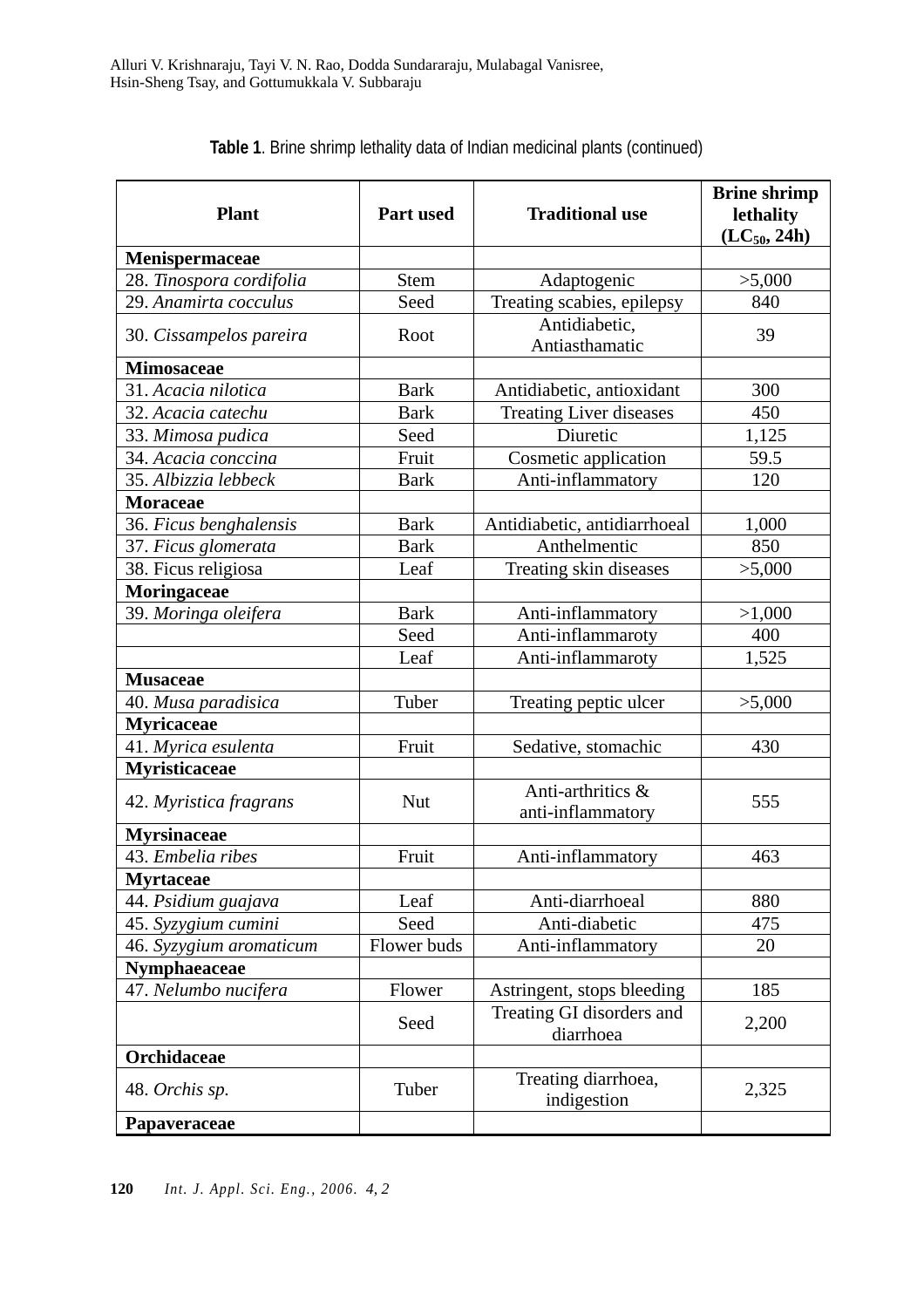**Table 1**. Brine shrimp lethality data of Indian medicinal plants (continued)

| Plant | Part used | Traditional use | Brine shrimp lethality ($LC_{50}$, 24h) |
|---|---|---|---|
| **Menispermaceae** | | | |
| 28. *Tinospora cordifolia* | Stem | Adaptogenic | >5,000 |
| 29. *Anamirta cocculus* | Seed | Treating scabies, epilepsy | 840 |
| 30. *Cissampelos pareira* | Root | Antidiabetic, Antiasthamatic | 39 |
| **Mimosaceae** | | | |
| 31. *Acacia nilotica* | Bark | Antidiabetic, antioxidant | 300 |
| 32. *Acacia catechu* | Bark | Treating Liver diseases | 450 |
| 33. *Mimosa pudica* | Seed | Diuretic | 1,125 |
| 34. *Acacia conccina* | Fruit | Cosmetic application | 59.5 |
| 35. *Albizzia lebbeck* | Bark | Anti-inflammatory | 120 |
| **Moraceae** | | | |
| 36. *Ficus benghalensis* | Bark | Antidiabetic, antidiarrhoeal | 1,000 |
| 37. *Ficus glomerata* | Bark | Anthelmentic | 850 |
| 38. Ficus religiosa | Leaf | Treating skin diseases | >5,000 |
| **Moringaceae** | | | |
| 39. *Moringa oleifera* | Bark | Anti-inflammatory | >1,000 |
| | Seed | Anti-inflammaroty | 400 |
| | Leaf | Anti-inflammaroty | 1,525 |
| **Musaceae** | | | |
| 40. *Musa paradisica* | Tuber | Treating peptic ulcer | >5,000 |
| **Myricaceae** | | | |
| 41. *Myrica esulenta* | Fruit | Sedative, stomachic | 430 |
| **Myristicaceae** | | | |
| 42. *Myristica fragrans* | Nut | Anti-arthritics & anti-inflammatory | 555 |
| **Myrsinaceae** | | | |
| 43. *Embelia ribes* | Fruit | Anti-inflammatory | 463 |
| **Myrtaceae** | | | |
| 44. *Psidium guajava* | Leaf | Anti-diarrhoeal | 880 |
| 45. *Syzygium cumini* | Seed | Anti-diabetic | 475 |
| 46. *Syzygium aromaticum* | Flower buds | Anti-inflammatory | 20 |
| **Nymphaeaceae** | | | |
| 47. *Nelumbo nucifera* | Flower | Astringent, stops bleeding | 185 |
| | Seed | Treating GI disorders and diarrhoea | 2,200 |
| **Orchidaceae** | | | |
| 48. *Orchis sp.* | Tuber | Treating diarrhoea, indigestion | 2,325 |
| **Papaveraceae** | | | |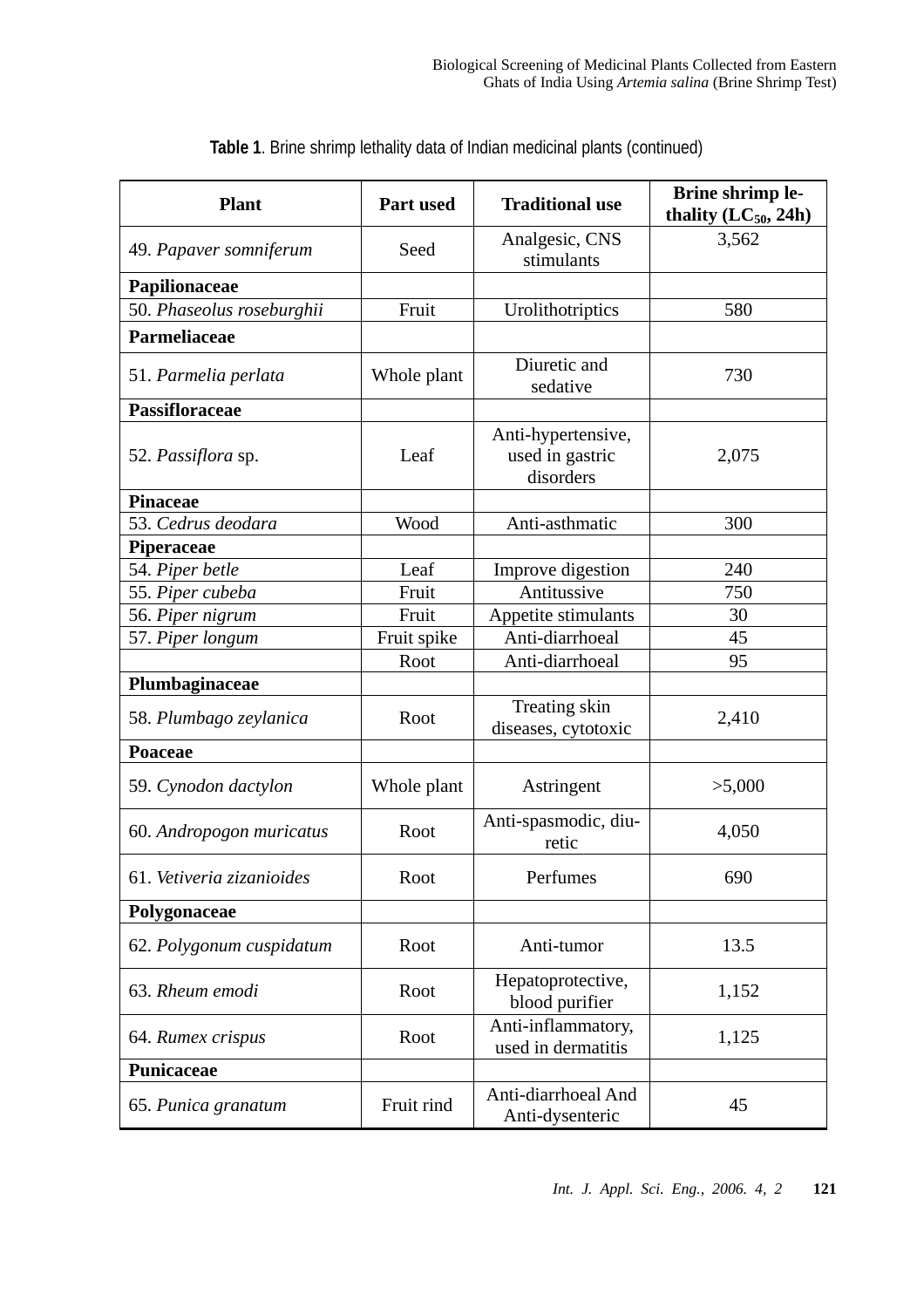**Table 1**. Brine shrimp lethality data of Indian medicinal plants (continued)

| Plant | Part used | Traditional use | Brine shrimp lethality ($LC_{50}$, 24h) |
|---|---|---|---|
| 49. *Papaver somniferum* | Seed | Analgesic, CNS stimulants | 3,562 |
| **Papilionaceae** | | | |
| 50. *Phaseolus roseburghii* | Fruit | Urolithotriptics | 580 |
| **Parmeliaceae** | | | |
| 51. *Parmelia perlata* | Whole plant | Diuretic and sedative | 730 |
| **Passifloraceae** | | | |
| 52. *Passiflora* sp. | Leaf | Anti-hypertensive, used in gastric disorders | 2,075 |
| **Pinaceae** | | | |
| 53. *Cedrus deodara* | Wood | Anti-asthmatic | 300 |
| **Piperaceae** | | | |
| 54. *Piper betle* | Leaf | Improve digestion | 240 |
| 55. *Piper cubeba* | Fruit | Antitussive | 750 |
| 56. *Piper nigrum* | Fruit | Appetite stimulants | 30 |
| 57. *Piper longum* | Fruit spike | Anti-diarrhoeal | 45 |
| | Root | Anti-diarrhoeal | 95 |
| **Plumbaginaceae** | | | |
| 58. *Plumbago zeylanica* | Root | Treating skin diseases, cytotoxic | 2,410 |
| **Poaceae** | | | |
| 59. *Cynodon dactylon* | Whole plant | Astringent | >5,000 |
| 60. *Andropogon muricatus* | Root | Anti-spasmodic, diuretic | 4,050 |
| 61. *Vetiveria zizanioides* | Root | Perfumes | 690 |
| **Polygonaceae** | | | |
| 62. *Polygonum cuspidatum* | Root | Anti-tumor | 13.5 |
| 63. *Rheum emodi* | Root | Hepatoprotective, blood purifier | 1,152 |
| 64. *Rumex crispus* | Root | Anti-inflammatory, used in dermatitis | 1,125 |
| **Punicaceae** | | | |
| 65. *Punica granatum* | Fruit rind | Anti-diarrhoeal And Anti-dysenteric | 45 |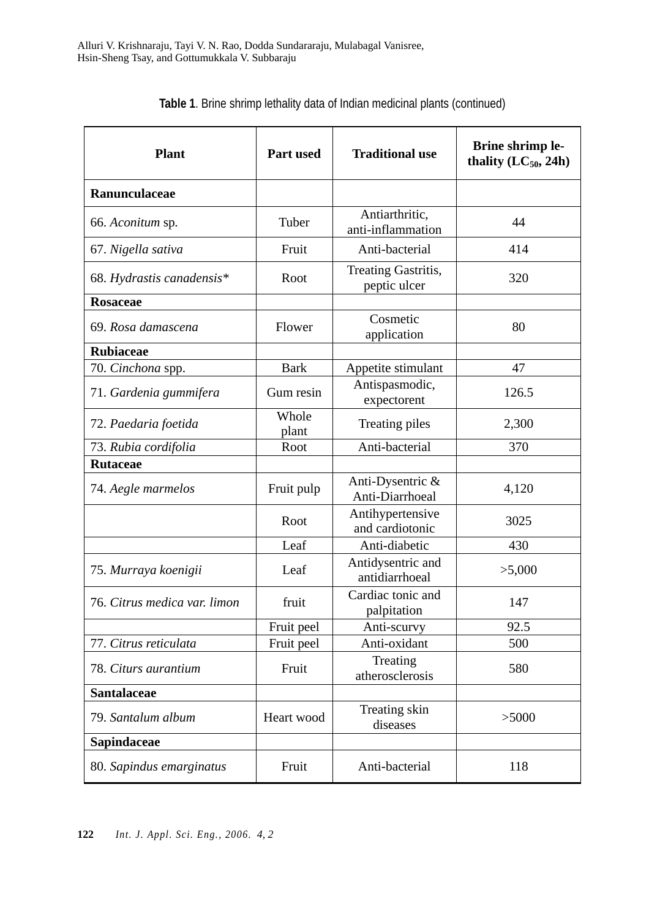**Table 1**. Brine shrimp lethality data of Indian medicinal plants (continued)

| Plant | Part used | Traditional use | Brine shrimp lethality ($LC_{50}$, 24h) |
|---|---|---|---|
| **Ranunculaceae** | | | |
| 66. *Aconitum* sp. | Tuber | Antiarthritic, anti-inflammation | 44 |
| 67. *Nigella sativa* | Fruit | Anti-bacterial | 414 |
| 68. *Hydrastis canadensis** | Root | Treating Gastritis, peptic ulcer | 320 |
| **Rosaceae** | | | |
| 69. *Rosa damascena* | Flower | Cosmetic application | 80 |
| **Rubiaceae** | | | |
| 70. *Cinchona* spp. | Bark | Appetite stimulant | 47 |
| 71. *Gardenia gummifera* | Gum resin | Antispasmodic, expectorent | 126.5 |
| 72. *Paedaria foetida* | Whole plant | Treating piles | 2,300 |
| 73. *Rubia cordifolia* | Root | Anti-bacterial | 370 |
| **Rutaceae** | | | |
| 74. *Aegle marmelos* | Fruit pulp | Anti-Dysentric & Anti-Diarrhoeal | 4,120 |
| | Root | Antihypertensive and cardiotonic | 3025 |
| | Leaf | Anti-diabetic | 430 |
| 75. *Murraya koenigii* | Leaf | Antidysentric and antidiarrhoeal | >5,000 |
| 76. *Citrus medica var. limon* | fruit | Cardiac tonic and palpitation | 147 |
| | Fruit peel | Anti-scurvy | 92.5 |
| 77. *Citrus reticulata* | Fruit peel | Anti-oxidant | 500 |
| 78. *Citurs aurantium* | Fruit | Treating atherosclerosis | 580 |
| **Santalaceae** | | | |
| 79. *Santalum album* | Heart wood | Treating skin diseases | >5000 |
| **Sapindaceae** | | | |
| 80. *Sapindus emarginatus* | Fruit | Anti-bacterial | 118 |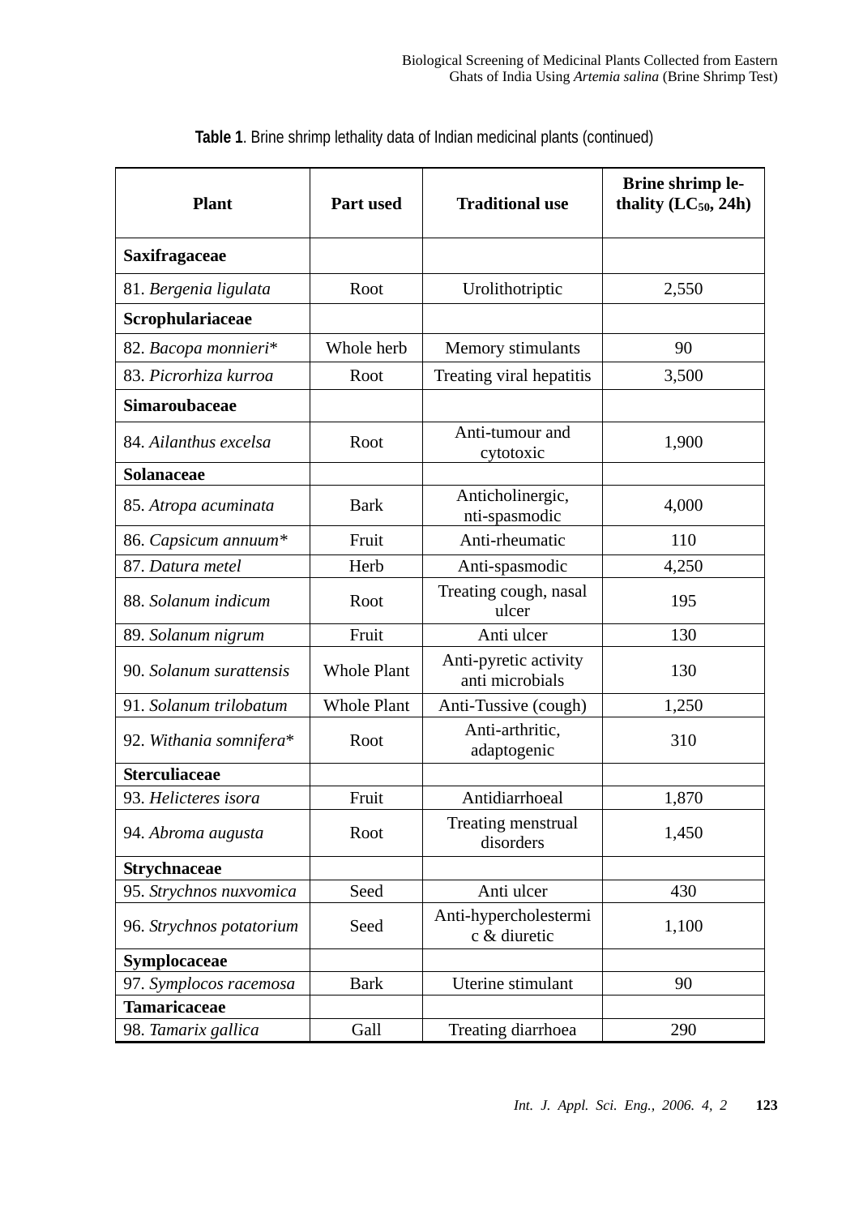**Table 1**. Brine shrimp lethality data of Indian medicinal plants (continued)

| Plant | Part used | Traditional use | Brine shrimp lethality ($LC_{50}$, 24h) |
|---|---|---|---|
| **Saxifragaceae** | | | |
| 81. *Bergenia ligulata* | Root | Urolithotriptic | 2,550 |
| **Scrophulariaceae** | | | |
| 82. *Bacopa monnieri** | Whole herb | Memory stimulants | 90 |
| 83. *Picrorhiza kurroa* | Root | Treating viral hepatitis | 3,500 |
| **Simaroubaceae** | | | |
| 84. *Ailanthus excelsa* | Root | Anti-tumour and cytotoxic | 1,900 |
| **Solanaceae** | | | |
| 85. *Atropa acuminata* | Bark | Anticholinergic, nti-spasmodic | 4,000 |
| 86. *Capsicum annuum** | Fruit | Anti-rheumatic | 110 |
| 87. *Datura metel* | Herb | Anti-spasmodic | 4,250 |
| 88. *Solanum indicum* | Root | Treating cough, nasal ulcer | 195 |
| 89. *Solanum nigrum* | Fruit | Anti ulcer | 130 |
| 90. *Solanum surattensis* | Whole Plant | Anti-pyretic activity anti microbials | 130 |
| 91. *Solanum trilobatum* | Whole Plant | Anti-Tussive (cough) | 1,250 |
| 92. *Withania somnifera** | Root | Anti-arthritic, adaptogenic | 310 |
| **Sterculiaceae** | | | |
| 93. *Helicteres isora* | Fruit | Antidiarrhoeal | 1,870 |
| 94. *Abroma augusta* | Root | Treating menstrual disorders | 1,450 |
| **Strychnaceae** | | | |
| 95. *Strychnos nuxvomica* | Seed | Anti ulcer | 430 |
| 96. *Strychnos potatorium* | Seed | Anti-hypercholestermic & diuretic | 1,100 |
| **Symplocaceae** | | | |
| 97. *Symplocos racemosa* | Bark | Uterine stimulant | 90 |
| **Tamaricaceae** | | | |
| 98. *Tamarix gallica* | Gall | Treating diarrhoea | 290 |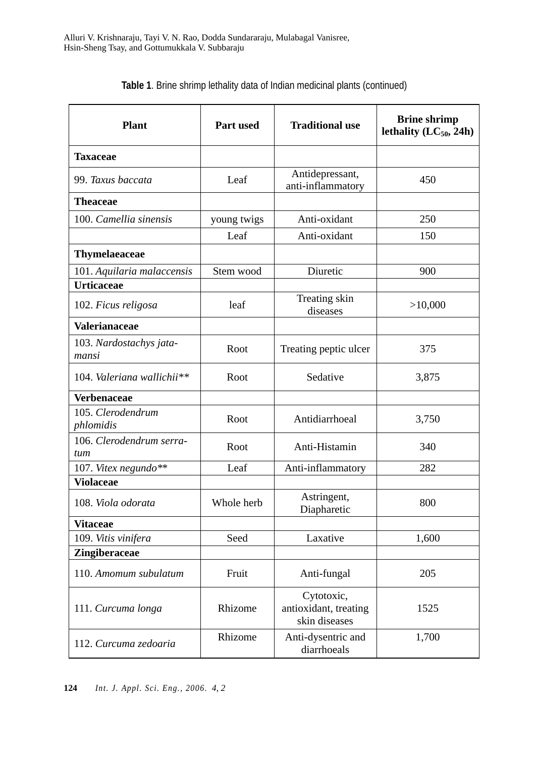**Table 1**. Brine shrimp lethality data of Indian medicinal plants (continued)

| Plant | Part used | Traditional use | Brine shrimp lethality ($LC_{50}$, 24h) |
|---|---|---|---|
| **Taxaceae** | | | |
| 99. *Taxus baccata* | Leaf | Antidepressant, anti-inflammatory | 450 |
| **Theaceae** | | | |
| 100. *Camellia sinensis* | young twigs | Anti-oxidant | 250 |
| | Leaf | Anti-oxidant | 150 |
| **Thymelaeaceae** | | | |
| 101. *Aquilaria malaccensis* | Stem wood | Diuretic | 900 |
| **Urticaceae** | | | |
| 102. *Ficus religosa* | leaf | Treating skin diseases | >10,000 |
| **Valerianaceae** | | | |
| 103. *Nardostachys jatamansi* | Root | Treating peptic ulcer | 375 |
| 104. *Valeriana wallichii*** | Root | Sedative | 3,875 |
| **Verbenaceae** | | | |
| 105. *Clerodendrum phlomidis* | Root | Antidiarrhoeal | 3,750 |
| 106. *Clerodendrum serratum* | Root | Anti-Histamin | 340 |
| 107. *Vitex negundo*** | Leaf | Anti-inflammatory | 282 |
| **Violaceae** | | | |
| 108. *Viola odorata* | Whole herb | Astringent, Diapharetic | 800 |
| **Vitaceae** | | | |
| 109. *Vitis vinifera* | Seed | Laxative | 1,600 |
| **Zingiberaceae** | | | |
| 110. *Amomum subulatum* | Fruit | Anti-fungal | 205 |
| 111. *Curcuma longa* | Rhizome | Cytotoxic, antioxidant, treating skin diseases | 1525 |
| 112. *Curcuma zedoaria* | Rhizome | Anti-dysentric and diarrhoeals | 1,700 |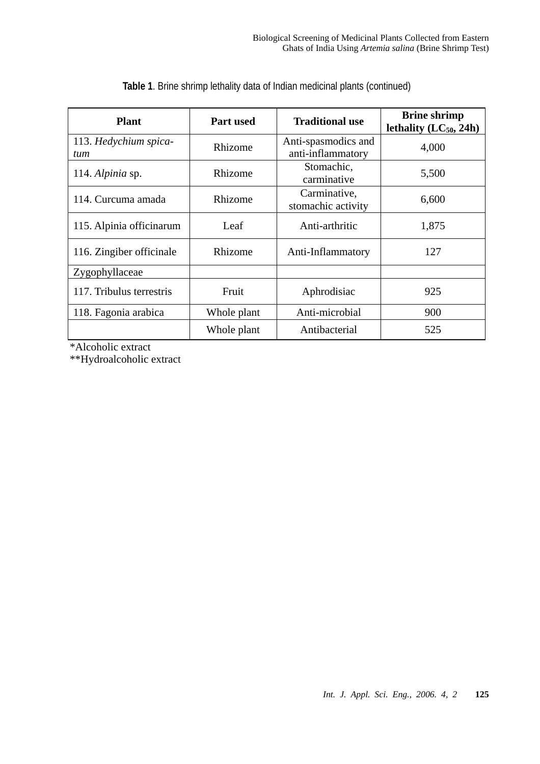**Table 1**. Brine shrimp lethality data of Indian medicinal plants (continued)

| Plant | Part used | Traditional use | Brine shrimp lethality ($LC_{50}$, 24h) |
|---|---|---|---|
| 113. *Hedychium spicatum* | Rhizome | Anti-spasmodics and anti-inflammatory | 4,000 |
| 114. *Alpinia* sp. | Rhizome | Stomachic, carminative | 5,500 |
| 114. Curcuma amada | Rhizome | Carminative, stomachic activity | 6,600 |
| 115. Alpinia officinarum | Leaf | Anti-arthritic | 1,875 |
| 116. Zingiber officinale | Rhizome | Anti-Inflammatory | 127 |
| Zygophyllaceae | | | |
| 117. Tribulus terrestris | Fruit | Aphrodisiac | 925 |
| 118. Fagonia arabica | Whole plant | Anti-microbial | 900 |
| | Whole plant | Antibacterial | 525 |

*Alcoholic extract
**Hydroalcoholic extract